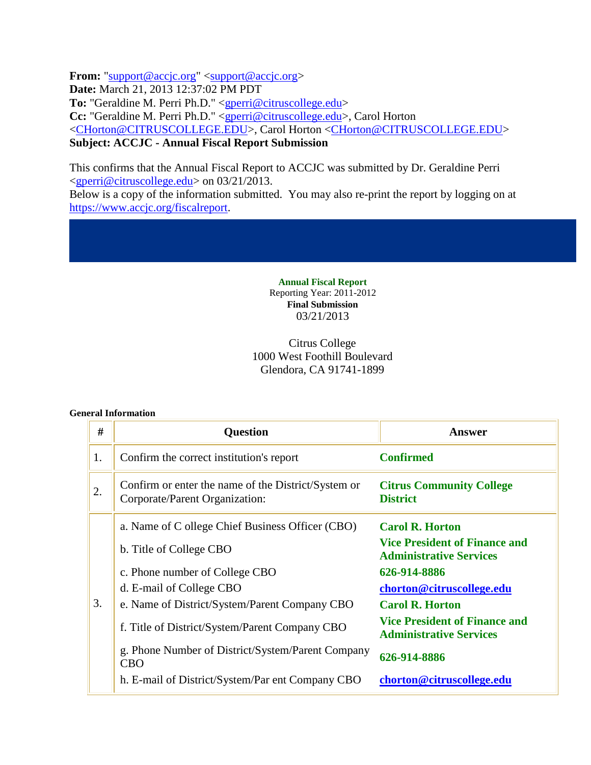**From:** "support@accjc.org" <support@accjc.org>
**Date:** March 21, 2013 12:37:02 PM PDT
**To:** "Geraldine M. Perri Ph.D." <gperri@citruscollege.edu>
**Cc:** "Geraldine M. Perri Ph.D." <gperri@citruscollege.edu>, Carol Horton <CHorton@CITRUSCOLLEGE.EDU>, Carol Horton <CHorton@CITRUSCOLLEGE.EDU>
**Subject: ACCJC - Annual Fiscal Report Submission**

This confirms that the Annual Fiscal Report to ACCJC was submitted by Dr. Geraldine Perri <gperri@citruscollege.edu> on 03/21/2013.
Below is a copy of the information submitted. You may also re-print the report by logging on at https://www.accjc.org/fiscalreport.

**Annual Fiscal Report**
Reporting Year: 2011-2012
**Final Submission**
03/21/2013

Citrus College
1000 West Foothill Boulevard
Glendora, CA 91741-1899

**General Information**

| # | Question | Answer |
|---|---|---|
| 1. | Confirm the correct institution's report | **Confirmed** |
| 2. | Confirm or enter the name of the District/System or Corporate/Parent Organization: | **Citrus Community College District** |
| 3. | a. Name of C ollege Chief Business Officer (CBO) | **Carol R. Horton** |
| | b. Title of College CBO | **Vice President of Finance and Administrative Services** |
| | c. Phone number of College CBO | **626-914-8886** |
| | d. E-mail of College CBO | **chorton@citruscollege.edu** |
| | e. Name of District/System/Parent Company CBO | **Carol R. Horton** |
| | f. Title of District/System/Parent Company CBO | **Vice President of Finance and Administrative Services** |
| | g. Phone Number of District/System/Parent Company CBO | **626-914-8886** |
| | h. E-mail of District/System/Par ent Company CBO | **chorton@citruscollege.edu** |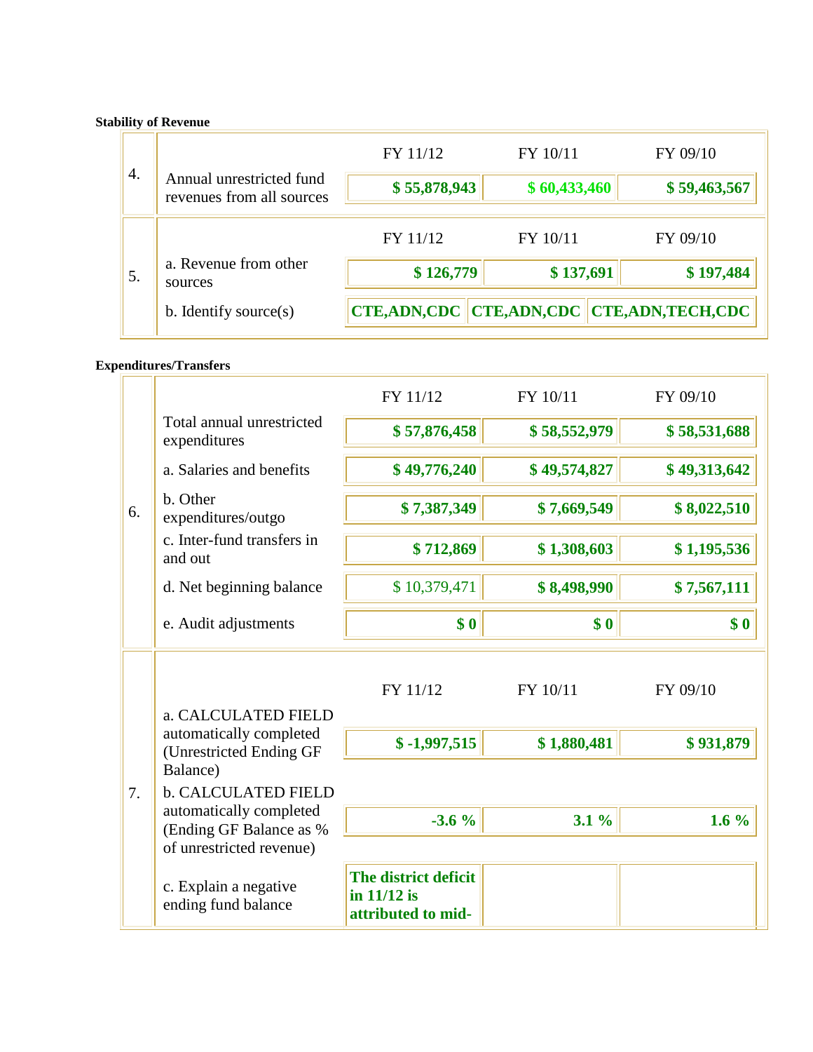**Stability of Revenue**

| | | FY 11/12 | FY 10/11 | FY 09/10 |
|---|---|---|---|---|
| 4. | Annual unrestricted fund revenues from all sources | **$ 55,878,943** | **$ 60,433,460** | **$ 59,463,567** |
| 5. | a. Revenue from other sources | **$ 126,779** | **$ 137,691** | **$ 197,484** |
| | b. Identify source(s) | **CTE,ADN,CDC** | **CTE,ADN,CDC** | **CTE,ADN,TECH,CDC** |

**Expenditures/Transfers**

| | | FY 11/12 | FY 10/11 | FY 09/10 |
|---|---|---|---|---|
| 6. | Total annual unrestricted expenditures | **$ 57,876,458** | **$ 58,552,979** | **$ 58,531,688** |
| | a. Salaries and benefits | **$ 49,776,240** | **$ 49,574,827** | **$ 49,313,642** |
| | b. Other expenditures/outgo | **$ 7,387,349** | **$ 7,669,549** | **$ 8,022,510** |
| | c. Inter-fund transfers in and out | **$ 712,869** | **$ 1,308,603** | **$ 1,195,536** |
| | d. Net beginning balance | $ 10,379,471 | **$ 8,498,990** | **$ 7,567,111** |
| | e. Audit adjustments | **$ 0** | **$ 0** | **$ 0** |
| 7. | a. CALCULATED FIELD automatically completed (Unrestricted Ending GF Balance) | **$ -1,997,515** | **$ 1,880,481** | **$ 931,879** |
| | b. CALCULATED FIELD automatically completed (Ending GF Balance as % of unrestricted revenue) | **-3.6 %** | **3.1 %** | **1.6 %** |
| | c. Explain a negative ending fund balance | **The district deficit in 11/12 is attributed to mid-** | | |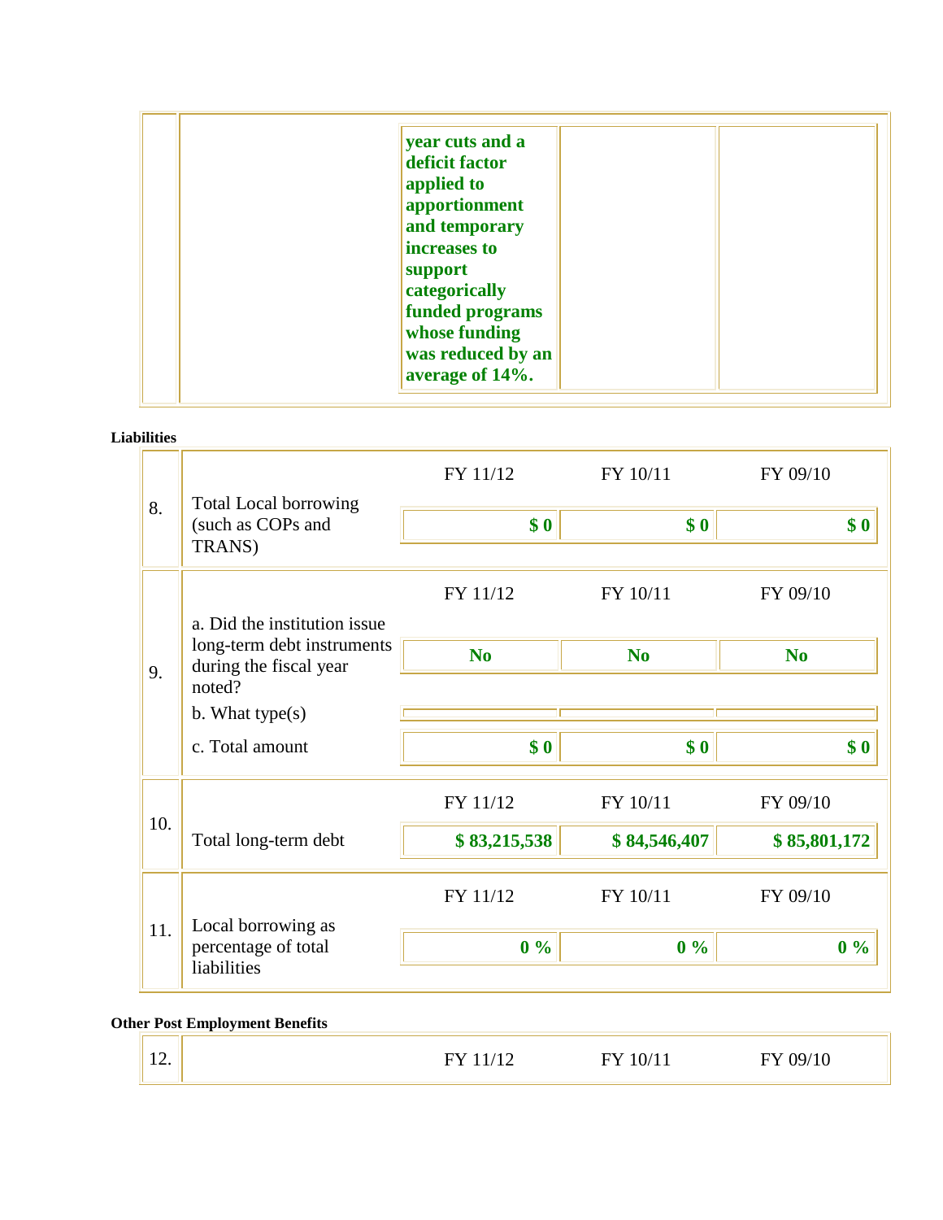| | | | | |
|---|---|---|---|---|
| | | **year cuts and a deficit factor applied to apportionment and temporary increases to support categorically funded programs whose funding was reduced by an average of 14%.** | | |

**Liabilities**

| | | FY 11/12 | FY 10/11 | FY 09/10 |
|---|---|---|---|---|
| 8. | Total Local borrowing (such as COPs and TRANS) | **$ 0** | **$ 0** | **$ 0** |
| 9. | a. Did the institution issue long-term debt instruments during the fiscal year noted? | **No** | **No** | **No** |
| | b. What type(s) | | | |
| | c. Total amount | **$ 0** | **$ 0** | **$ 0** |
| 10. | Total long-term debt | **$ 83,215,538** | **$ 84,546,407** | **$ 85,801,172** |
| 11. | Local borrowing as percentage of total liabilities | **0 %** | **0 %** | **0 %** |

**Other Post Employment Benefits**

| | | FY 11/12 | FY 10/11 | FY 09/10 |
|---|---|---|---|---|
| 12. | | | | |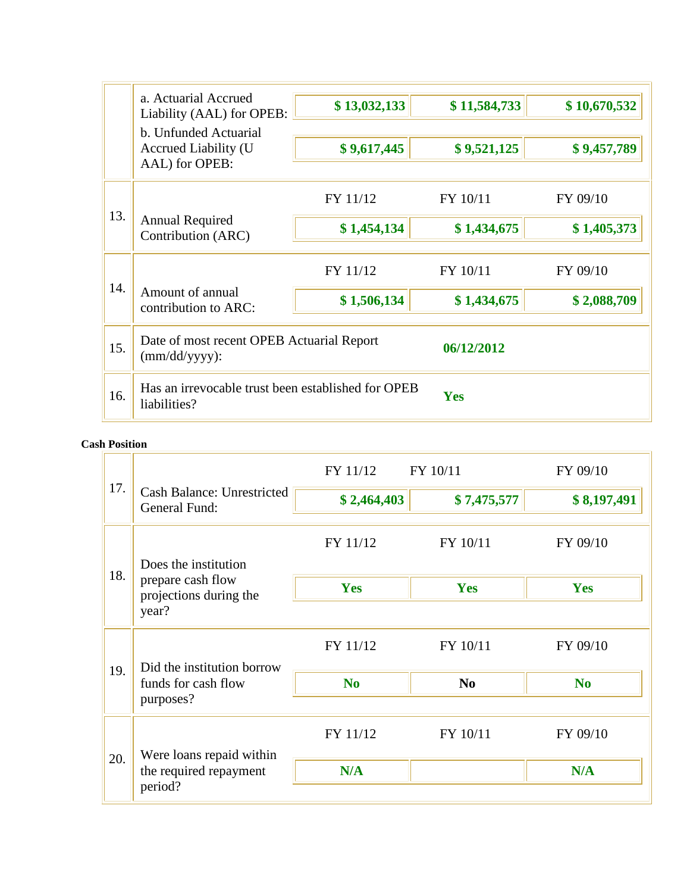| | | | | |
|---|---|---|---|---|
| | a. Actuarial Accrued Liability (AAL) for OPEB: | **$ 13,032,133** | **$ 11,584,733** | **$ 10,670,532** |
| | b. Unfunded Actuarial Accrued Liability (U AAL) for OPEB: | **$ 9,617,445** | **$ 9,521,125** | **$ 9,457,789** |
| | | FY 11/12 | FY 10/11 | FY 09/10 |
| 13. | Annual Required Contribution (ARC) | **$ 1,454,134** | **$ 1,434,675** | **$ 1,405,373** |
| | | FY 11/12 | FY 10/11 | FY 09/10 |
| 14. | Amount of annual contribution to ARC: | **$ 1,506,134** | **$ 1,434,675** | **$ 2,088,709** |
| 15. | Date of most recent OPEB Actuarial Report (mm/dd/yyyy): | **06/12/2012** | | |
| 16. | Has an irrevocable trust been established for OPEB liabilities? | **Yes** | | |

**Cash Position**

| | | FY 11/12 | FY 10/11 | FY 09/10 |
|---|---|---|---|---|
| 17. | Cash Balance: Unrestricted General Fund: | **$ 2,464,403** | **$ 7,475,577** | **$ 8,197,491** |
| | | FY 11/12 | FY 10/11 | FY 09/10 |
| 18. | Does the institution prepare cash flow projections during the year? | **Yes** | **Yes** | **Yes** |
| | | FY 11/12 | FY 10/11 | FY 09/10 |
| 19. | Did the institution borrow funds for cash flow purposes? | **No** | **No** | **No** |
| | | FY 11/12 | FY 10/11 | FY 09/10 |
| 20. | Were loans repaid within the required repayment period? | **N/A** | | **N/A** |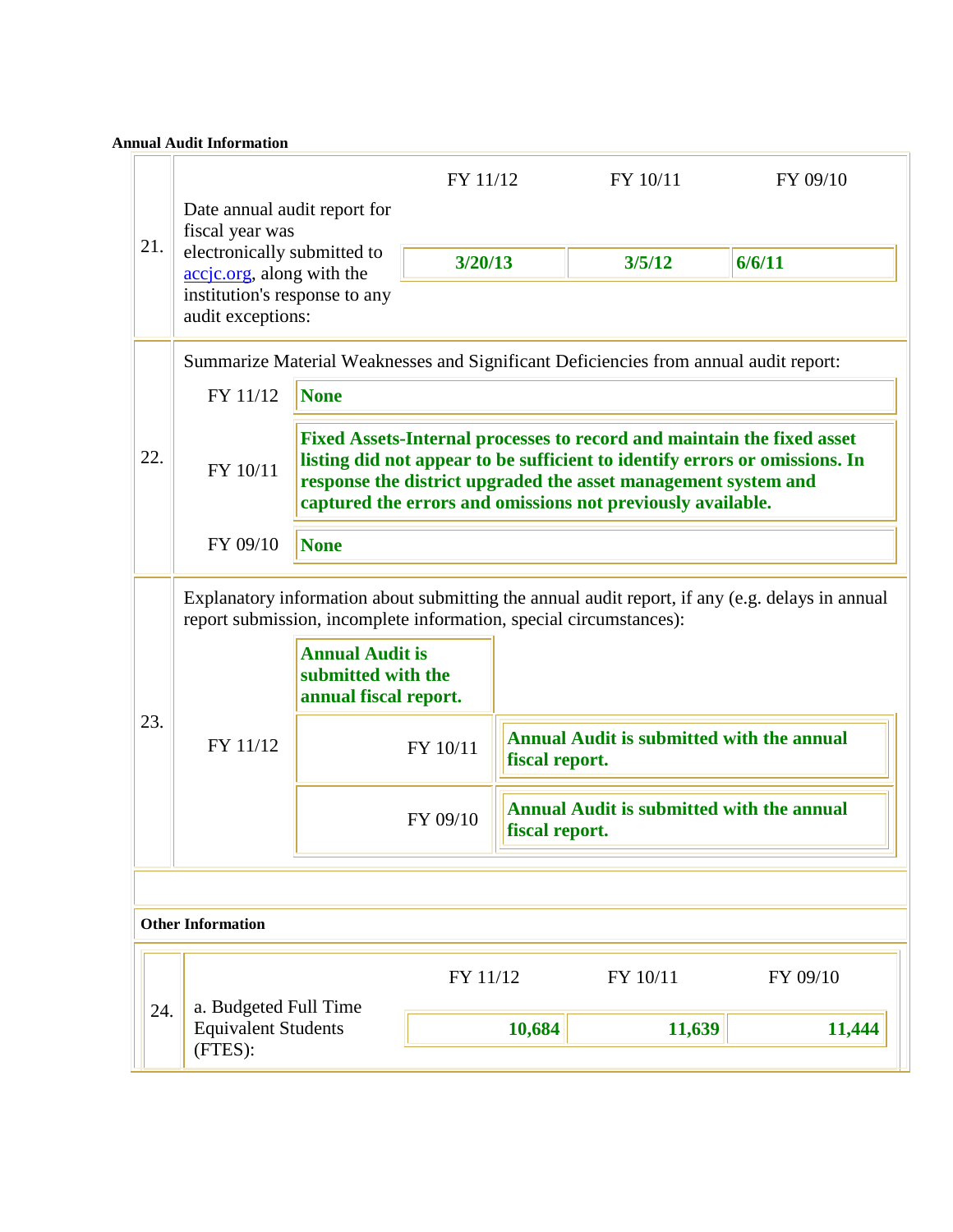**Annual Audit Information**

| | | FY 11/12 | FY 10/11 | FY 09/10 |
|---|---|---|---|---|
| 21. | Date annual audit report for fiscal year was electronically submitted to accjc.org, along with the institution's response to any audit exceptions: | **3/20/13** | **3/5/12** | **6/6/11** |

22. Summarize Material Weaknesses and Significant Deficiencies from annual audit report:

| | |
|---|---|
| FY 11/12 | **None** |
| FY 10/11 | **Fixed Assets-Internal processes to record and maintain the fixed asset listing did not appear to be sufficient to identify errors or omissions. In response the district upgraded the asset management system and captured the errors and omissions not previously available.** |
| FY 09/10 | **None** |

23. Explanatory information about submitting the annual audit report, if any (e.g. delays in annual report submission, incomplete information, special circumstances):

| | |
|---|---|
| FY 11/12 | **Annual Audit is submitted with the annual fiscal report.** |
| FY 10/11 | **Annual Audit is submitted with the annual fiscal report.** |
| FY 09/10 | **Annual Audit is submitted with the annual fiscal report.** |

**Other Information**

| | | FY 11/12 | FY 10/11 | FY 09/10 |
|---|---|---|---|---|
| 24. | a. Budgeted Full Time Equivalent Students (FTES): | **10,684** | **11,639** | **11,444** |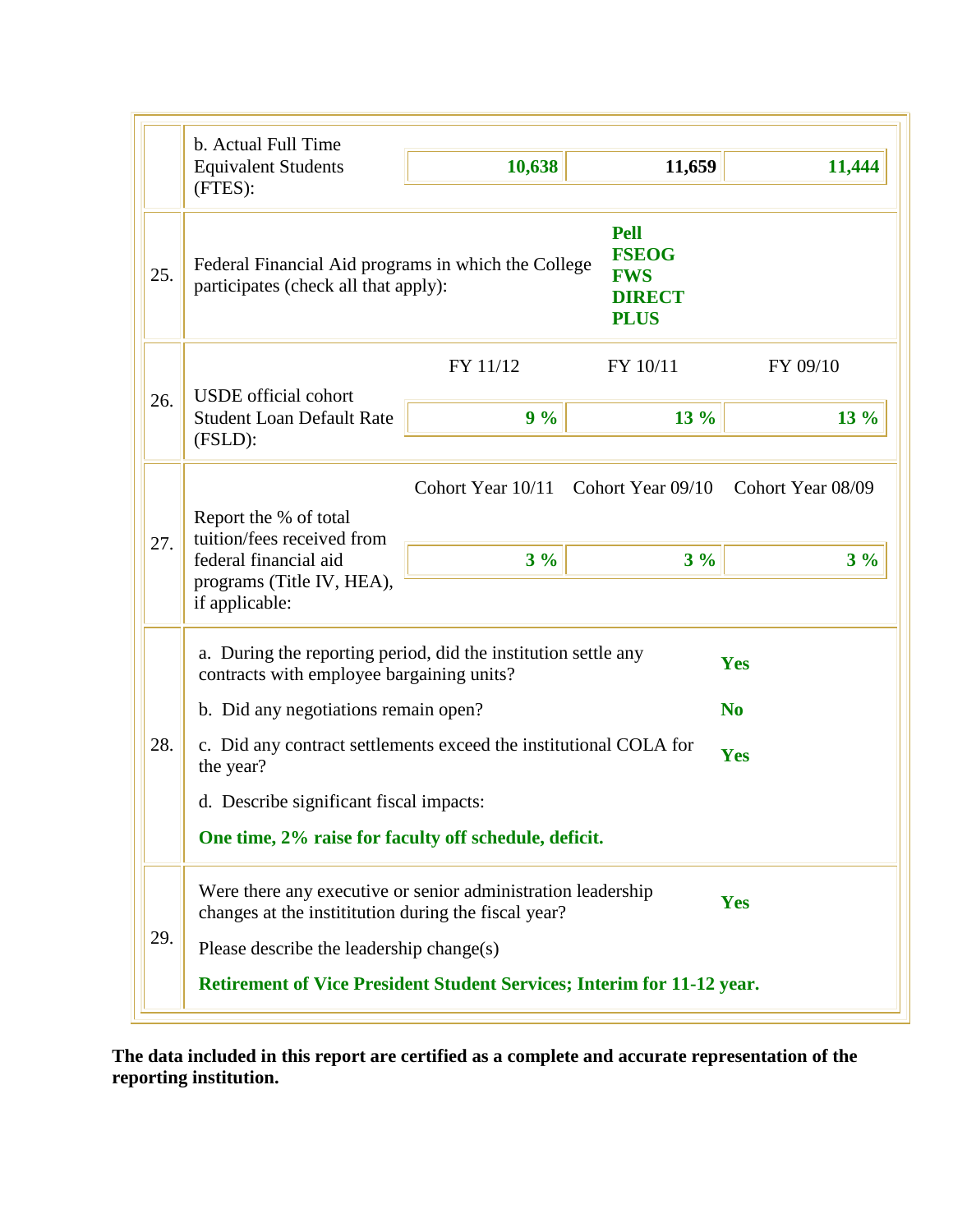| | | | | |
|---|---|---|---|---|
| | b. Actual Full Time Equivalent Students (FTES): | **10,638** | **11,659** | **11,444** |
| 25. | Federal Financial Aid programs in which the College participates (check all that apply): | **Pell**<br>**FSEOG**<br>**FWS**<br>**DIRECT**<br>**PLUS** | | |
| | | FY 11/12 | FY 10/11 | FY 09/10 |
| 26. | USDE official cohort Student Loan Default Rate (FSLD): | **9 %** | **13 %** | **13 %** |
| | | Cohort Year 10/11 | Cohort Year 09/10 | Cohort Year 08/09 |
| 27. | Report the % of total tuition/fees received from federal financial aid programs (Title IV, HEA), if applicable: | **3 %** | **3 %** | **3 %** |

| | | |
|---|---|---|
| 28. | a. During the reporting period, did the institution settle any contracts with employee bargaining units? | **Yes** |
| | b. Did any negotiations remain open? | **No** |
| | c. Did any contract settlements exceed the institutional COLA for the year? | **Yes** |
| | d. Describe significant fiscal impacts:<br>**One time, 2% raise for faculty off schedule, deficit.** | |
| 29. | Were there any executive or senior administration leadership changes at the instititution during the fiscal year? | **Yes** |
| | Please describe the leadership change(s)<br>**Retirement of Vice President Student Services; Interim for 11-12 year.** | |

**The data included in this report are certified as a complete and accurate representation of the reporting institution.**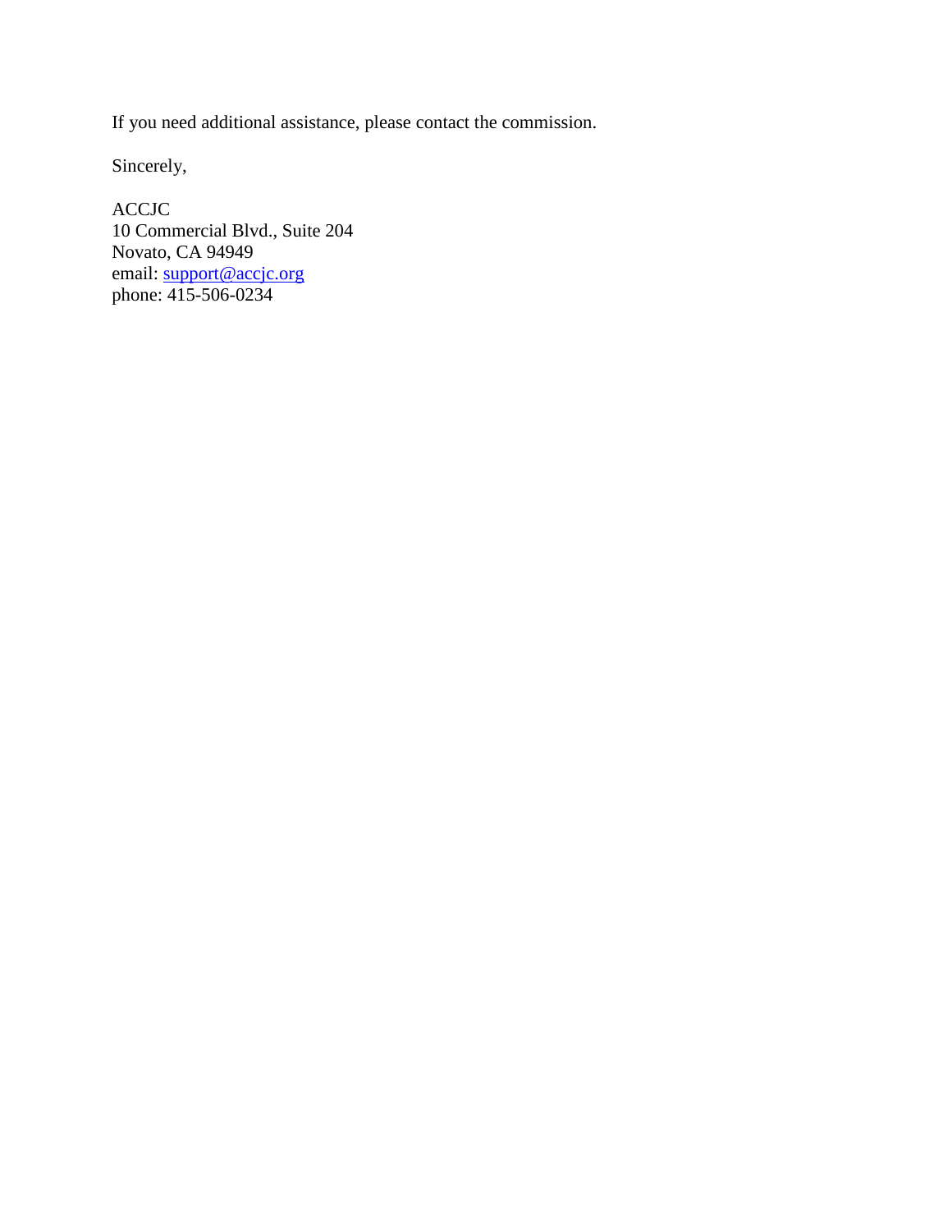If you need additional assistance, please contact the commission.

Sincerely,

ACCJC  
10 Commercial Blvd., Suite 204  
Novato, CA 94949  
email: support@accjc.org  
phone: 415-506-0234